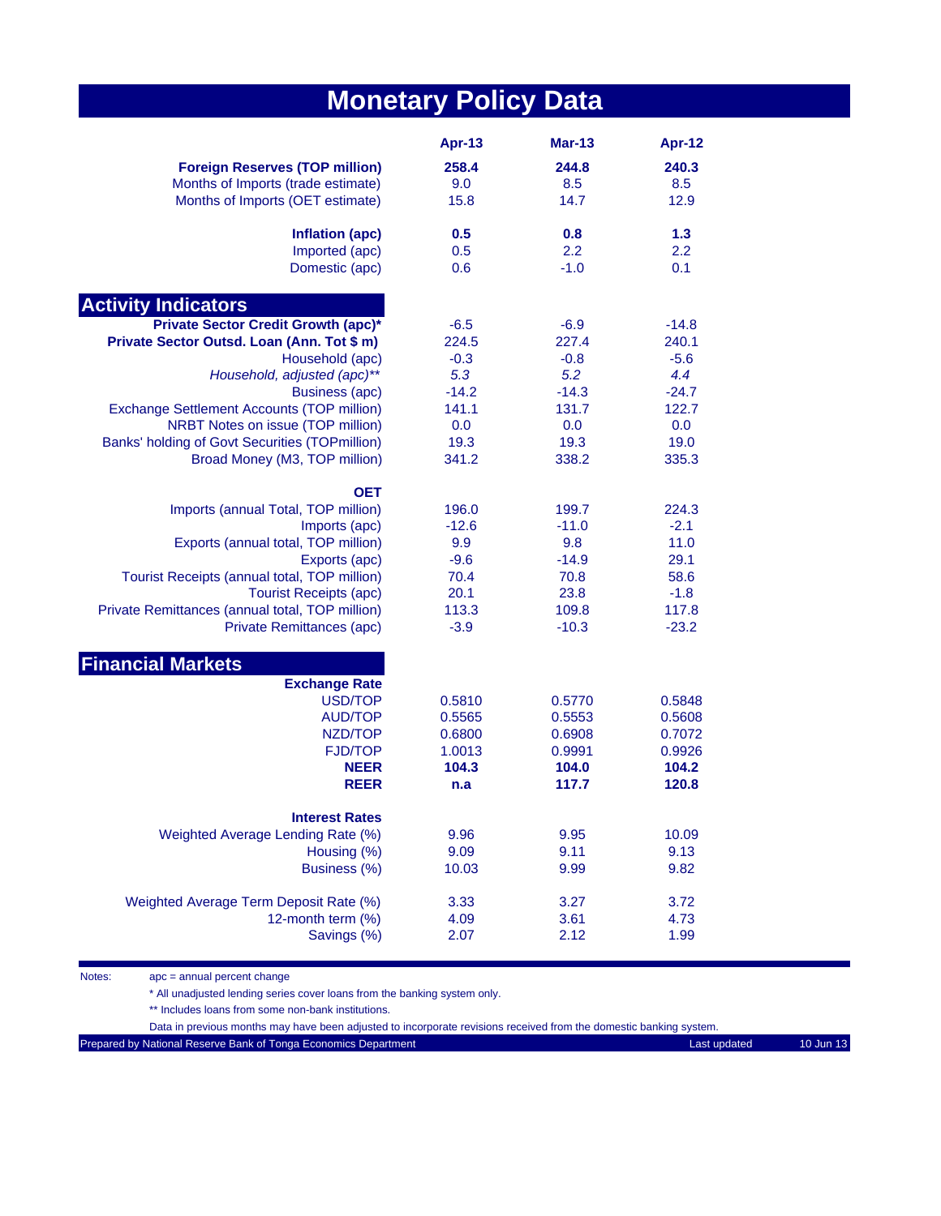# Monetary Policy Data

| | Apr-13 | Mar-13 | Apr-12 |
|---|---|---|---|
| **Foreign Reserves (TOP million)** | **258.4** | **244.8** | **240.3** |
| Months of Imports (trade estimate) | 9.0 | 8.5 | 8.5 |
| Months of Imports (OET estimate) | 15.8 | 14.7 | 12.9 |
| | | | |
| **Inflation (apc)** | **0.5** | **0.8** | **1.3** |
| Imported (apc) | 0.5 | 2.2 | 2.2 |
| Domestic (apc) | 0.6 | -1.0 | 0.1 |
| | | | |
| **Activity Indicators** | | | |
| **Private Sector Credit Growth (apc)*** | -6.5 | -6.9 | -14.8 |
| **Private Sector Outsd. Loan (Ann. Tot $ m)** | 224.5 | 227.4 | 240.1 |
| Household (apc) | -0.3 | -0.8 | -5.6 |
| *Household, adjusted (apc)*** | *5.3* | *5.2* | *4.4* |
| Business (apc) | -14.2 | -14.3 | -24.7 |
| Exchange Settlement Accounts (TOP million) | 141.1 | 131.7 | 122.7 |
| NRBT Notes on issue (TOP million) | 0.0 | 0.0 | 0.0 |
| Banks' holding of Govt Securities (TOPmillion) | 19.3 | 19.3 | 19.0 |
| Broad Money (M3, TOP million) | 341.2 | 338.2 | 335.3 |
| | | | |
| **OET** | | | |
| Imports (annual Total, TOP million) | 196.0 | 199.7 | 224.3 |
| Imports (apc) | -12.6 | -11.0 | -2.1 |
| Exports (annual total, TOP million) | 9.9 | 9.8 | 11.0 |
| Exports (apc) | -9.6 | -14.9 | 29.1 |
| Tourist Receipts (annual total, TOP million) | 70.4 | 70.8 | 58.6 |
| Tourist Receipts (apc) | 20.1 | 23.8 | -1.8 |
| Private Remittances (annual total, TOP million) | 113.3 | 109.8 | 117.8 |
| Private Remittances (apc) | -3.9 | -10.3 | -23.2 |
| | | | |
| **Financial Markets** | | | |
| **Exchange Rate** | | | |
| USD/TOP | 0.5810 | 0.5770 | 0.5848 |
| AUD/TOP | 0.5565 | 0.5553 | 0.5608 |
| NZD/TOP | 0.6800 | 0.6908 | 0.7072 |
| FJD/TOP | 1.0013 | 0.9991 | 0.9926 |
| **NEER** | **104.3** | **104.0** | **104.2** |
| **REER** | **n.a** | **117.7** | **120.8** |
| | | | |
| **Interest Rates** | | | |
| Weighted Average Lending Rate (%) | 9.96 | 9.95 | 10.09 |
| Housing (%) | 9.09 | 9.11 | 9.13 |
| Business (%) | 10.03 | 9.99 | 9.82 |
| | | | |
| Weighted Average Term Deposit Rate (%) | 3.33 | 3.27 | 3.72 |
| 12-month term (%) | 4.09 | 3.61 | 4.73 |
| Savings (%) | 2.07 | 2.12 | 1.99 |

Notes: apc = annual percent change

\* All unadjusted lending series cover loans from the banking system only.

\*\* Includes loans from some non-bank institutions.

Data in previous months may have been adjusted to incorporate revisions received from the domestic banking system.

Prepared by National Reserve Bank of Tonga Economics Department — Last updated 10 Jun 13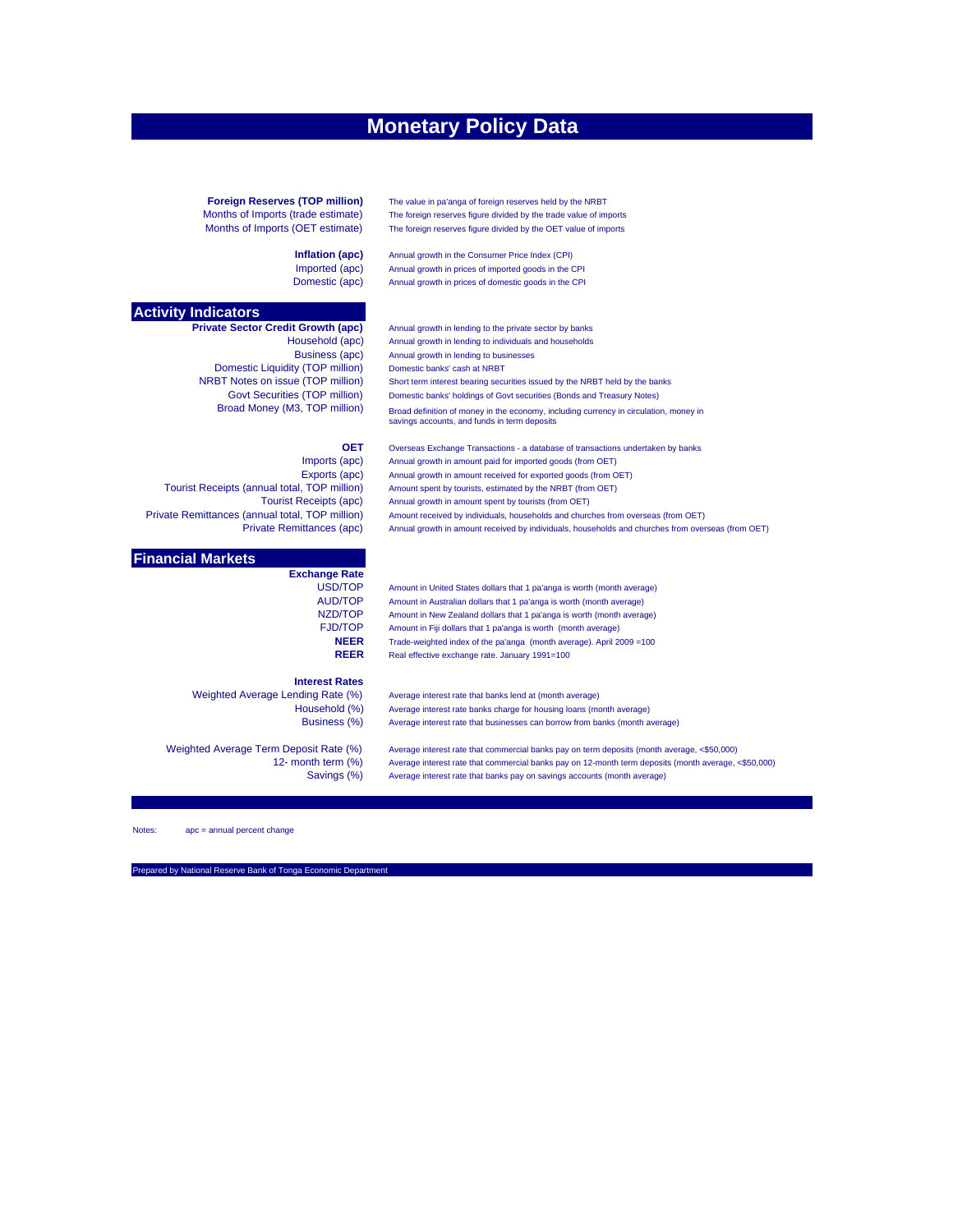# Monetary Policy Data

| | |
|---|---|
| **Foreign Reserves (TOP million)** | The value in pa'anga of foreign reserves held by the NRBT |
| Months of Imports (trade estimate) | The foreign reserves figure divided by the trade value of imports |
| Months of Imports (OET estimate) | The foreign reserves figure divided by the OET value of imports |
| **Inflation (apc)** | Annual growth in the Consumer Price Index (CPI) |
| Imported (apc) | Annual growth in prices of imported goods in the CPI |
| Domestic (apc) | Annual growth in prices of domestic goods in the CPI |

## Activity Indicators

| | |
|---|---|
| **Private Sector Credit Growth (apc)** | Annual growth in lending to the private sector by banks |
| Household (apc) | Annual growth in lending to individuals and households |
| Business (apc) | Annual growth in lending to businesses |
| Domestic Liquidity (TOP million) | Domestic banks' cash at NRBT |
| NRBT Notes on issue (TOP million) | Short term interest bearing securities issued by the NRBT held by the banks |
| Govt Securities (TOP million) | Domestic banks' holdings of Govt securities (Bonds and Treasury Notes) |
| Broad Money (M3, TOP million) | Broad definition of money in the economy, including currency in circulation, money in savings accounts, and funds in term deposits |
| **OET** | Overseas Exchange Transactions - a database of transactions undertaken by banks |
| Imports (apc) | Annual growth in amount paid for imported goods (from OET) |
| Exports (apc) | Annual growth in amount received for exported goods (from OET) |
| Tourist Receipts (annual total, TOP million) | Amount spent by tourists, estimated by the NRBT (from OET) |
| Tourist Receipts (apc) | Annual growth in amount spent by tourists (from OET) |
| Private Remittances (annual total, TOP million) | Amount received by individuals, households and churches from overseas (from OET) |
| Private Remittances (apc) | Annual growth in amount received by individuals, households and churches from overseas (from OET) |

## Financial Markets

| | |
|---|---|
| **Exchange Rate** | |
| USD/TOP | Amount in United States dollars that 1 pa'anga is worth (month average) |
| AUD/TOP | Amount in Australian dollars that 1 pa'anga is worth (month average) |
| NZD/TOP | Amount in New Zealand dollars that 1 pa'anga is worth (month average) |
| FJD/TOP | Amount in Fiji dollars that 1 pa'anga is worth (month average) |
| **NEER** | Trade-weighted index of the pa'anga (month average). April 2009 =100 |
| **REER** | Real effective exchange rate. January 1991=100 |
| **Interest Rates** | |
| Weighted Average Lending Rate (%) | Average interest rate that banks lend at (month average) |
| Household (%) | Average interest rate banks charge for housing loans (month average) |
| Business (%) | Average interest rate that businesses can borrow from banks (month average) |
| Weighted Average Term Deposit Rate (%) | Average interest rate that commercial banks pay on term deposits (month average, <$50,000) |
| 12- month term (%) | Average interest rate that commercial banks pay on 12-month term deposits (month average, <$50,000) |
| Savings (%) | Average interest rate that banks pay on savings accounts (month average) |

Notes: apc = annual percent change

Prepared by National Reserve Bank of Tonga Economic Department